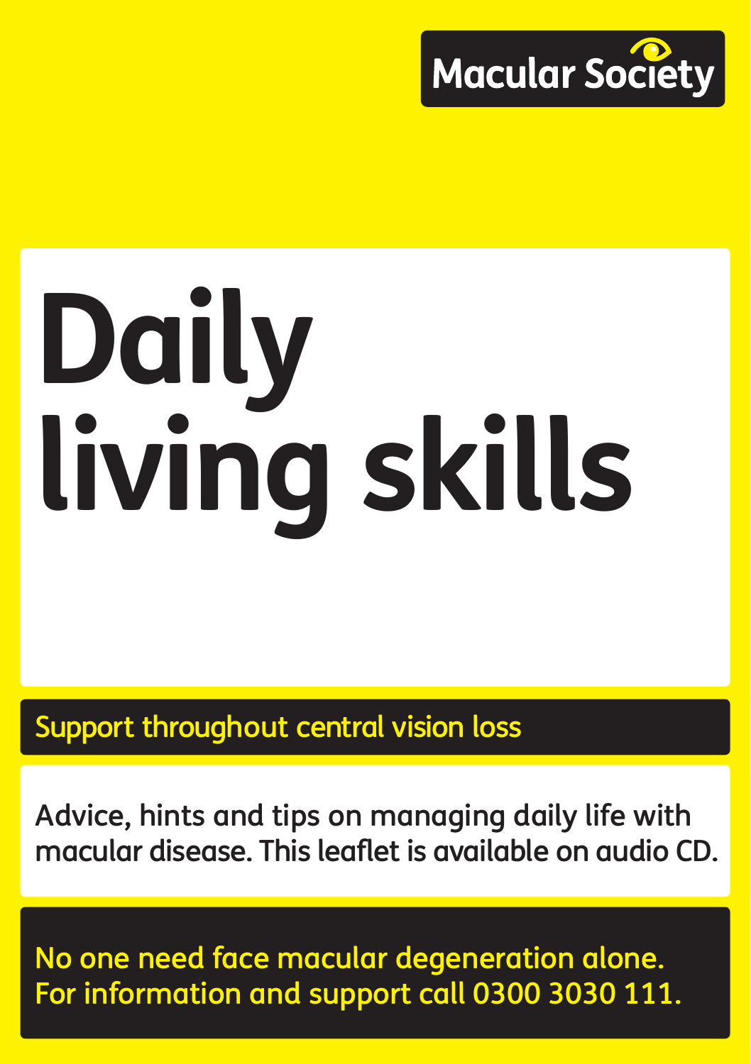Macular Society

# Daily living skills

## Support throughout central vision loss

Advice, hints and tips on managing daily life with macular disease. This leaflet is available on audio CD.

**No one need face macular degeneration alone. For information and support call 0300 3030 111.**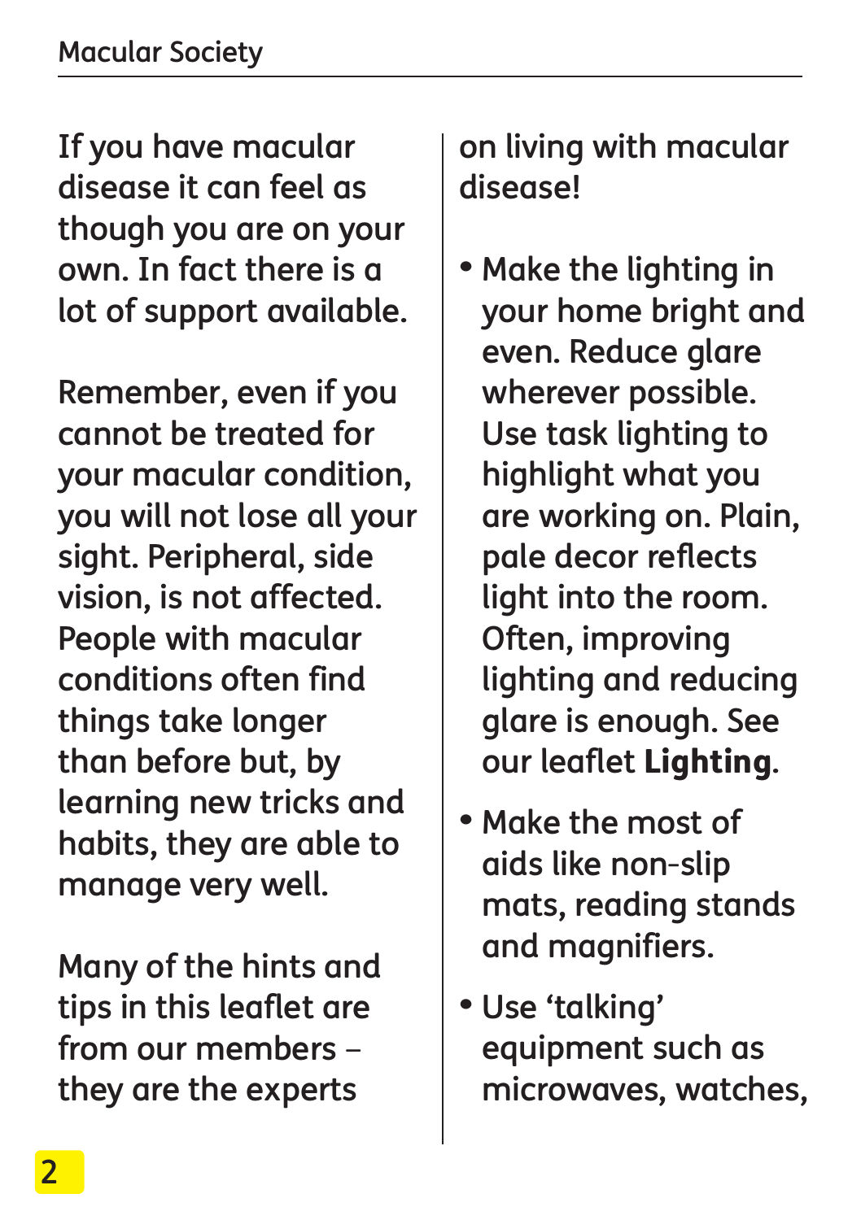If you have macular disease it can feel as though you are on your own. In fact there is a lot of support available.

Remember, even if you cannot be treated for your macular condition, you will not lose all your sight. Peripheral, side vision, is not affected. People with macular conditions often find things take longer than before but, by learning new tricks and habits, they are able to manage very well.

Many of the hints and tips in this leaflet are from our members – they are the experts on living with macular disease!

- Make the lighting in your home bright and even. Reduce glare wherever possible. Use task lighting to highlight what you are working on. Plain, pale decor reflects light into the room. Often, improving lighting and reducing glare is enough. See our leaflet **Lighting**.
- Make the most of aids like non-slip mats, reading stands and magnifiers.
- Use 'talking' equipment such as microwaves, watches,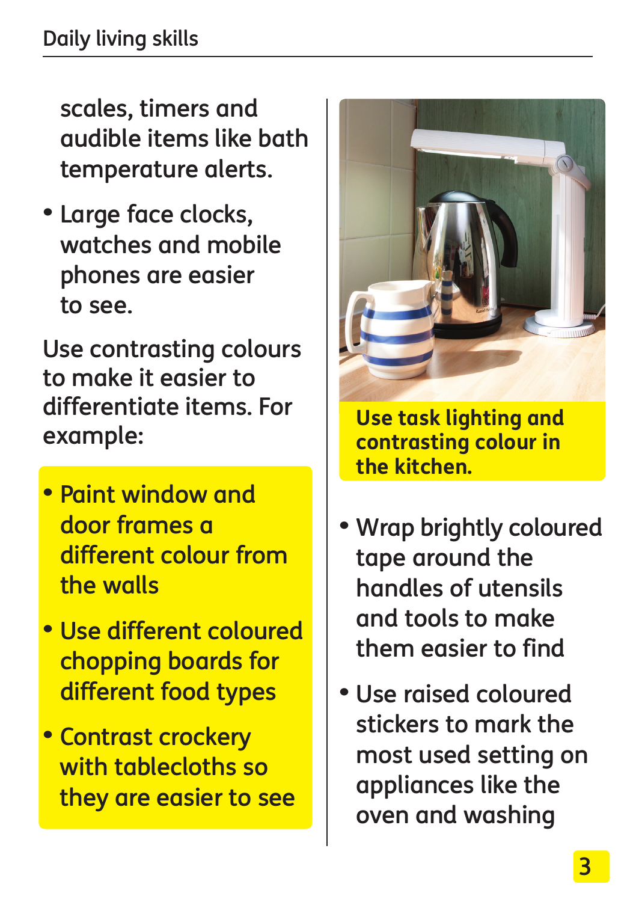scales, timers and audible items like bath temperature alerts.

- Large face clocks, watches and mobile phones are easier to see.

Use contrasting colours to make it easier to differentiate items. For example:

- Paint window and door frames a different colour from the walls
- Use different coloured chopping boards for different food types
- Contrast crockery with tablecloths so they are easier to see

**Use task lighting and contrasting colour in the kitchen.**

- Wrap brightly coloured tape around the handles of utensils and tools to make them easier to find
- Use raised coloured stickers to mark the most used setting on appliances like the oven and washing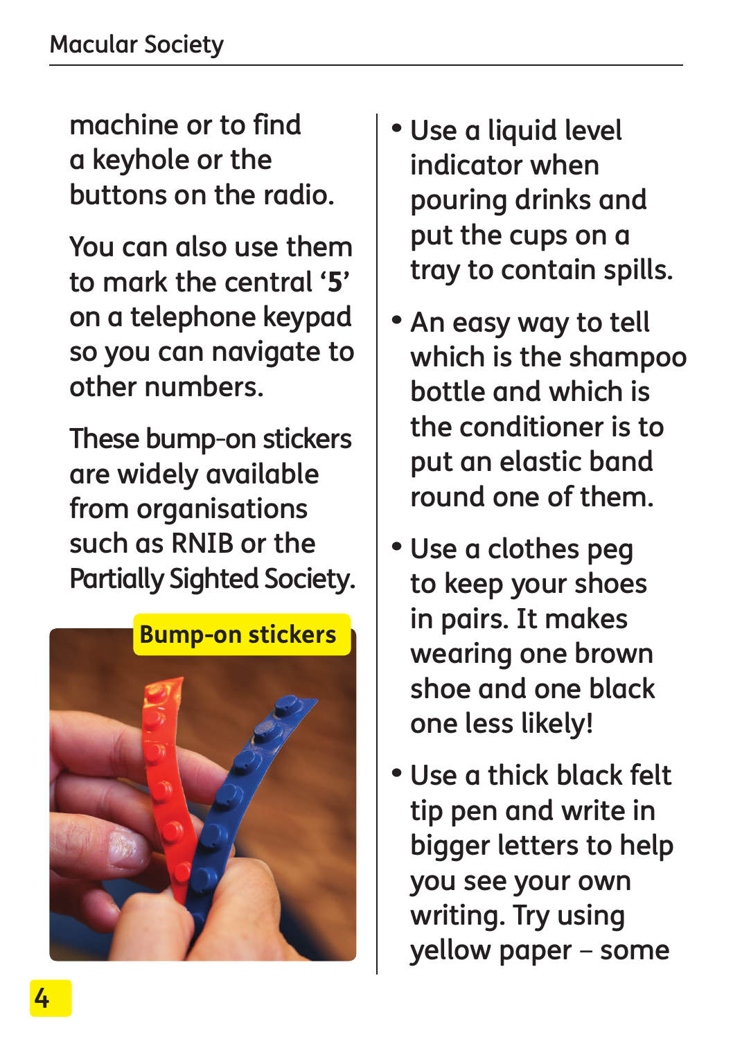machine or to find a keyhole or the buttons on the radio.

You can also use them to mark the central '**5**' on a telephone keypad so you can navigate to other numbers.

These bump-on stickers are widely available from organisations such as RNIB or the Partially Sighted Society.

**Bump-on stickers**

- Use a liquid level indicator when pouring drinks and put the cups on a tray to contain spills.
- An easy way to tell which is the shampoo bottle and which is the conditioner is to put an elastic band round one of them.
- Use a clothes peg to keep your shoes in pairs. It makes wearing one brown shoe and one black one less likely!
- Use a thick black felt tip pen and write in bigger letters to help you see your own writing. Try using yellow paper – some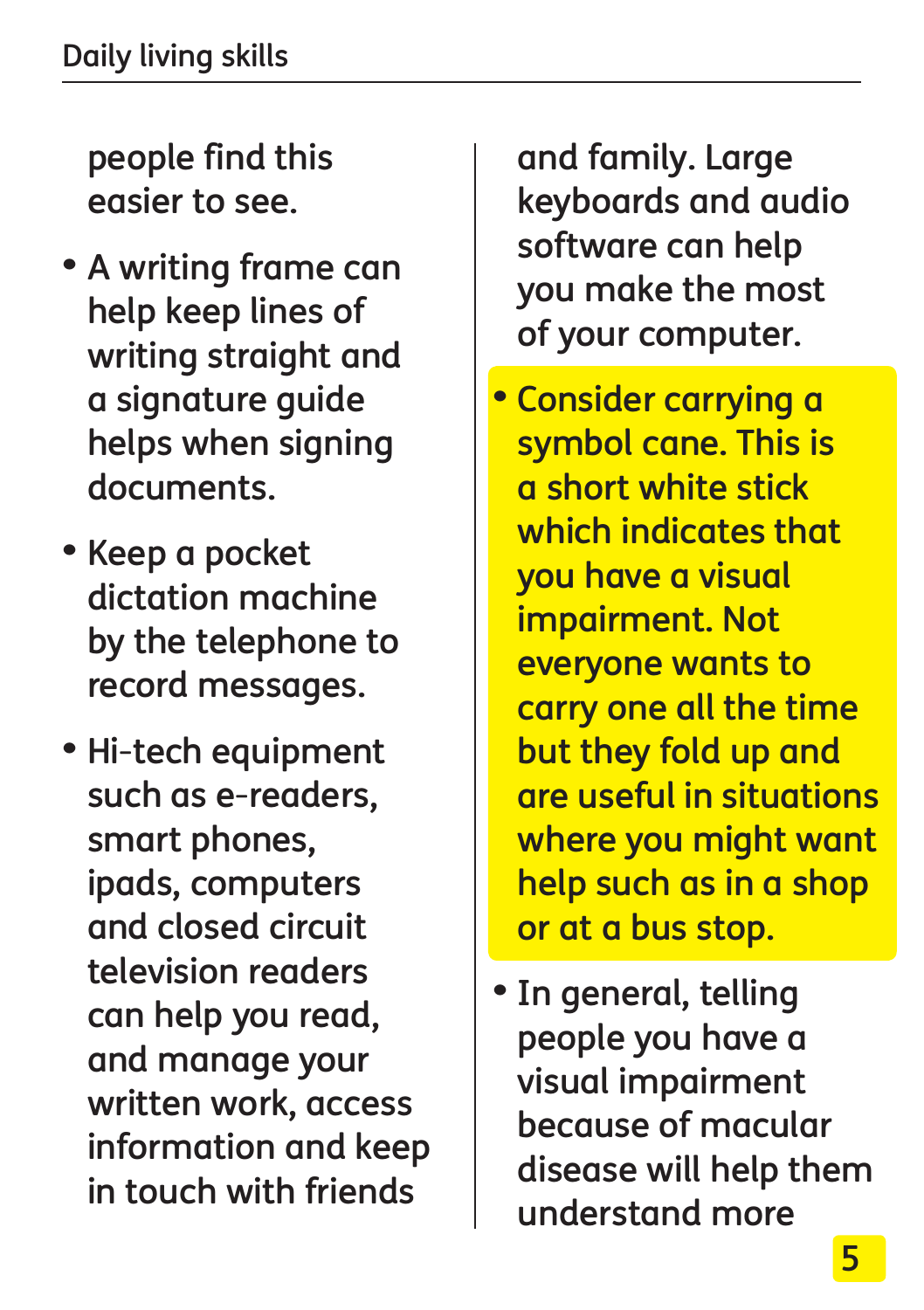people find this easier to see.

- A writing frame can help keep lines of writing straight and a signature guide helps when signing documents.
- Keep a pocket dictation machine by the telephone to record messages.
- Hi-tech equipment such as e-readers, smart phones, ipads, computers and closed circuit television readers can help you read, and manage your written work, access information and keep in touch with friends and family. Large keyboards and audio software can help you make the most of your computer.
- Consider carrying a symbol cane. This is a short white stick which indicates that you have a visual impairment. Not everyone wants to carry one all the time but they fold up and are useful in situations where you might want help such as in a shop or at a bus stop.
- In general, telling people you have a visual impairment because of macular disease will help them understand more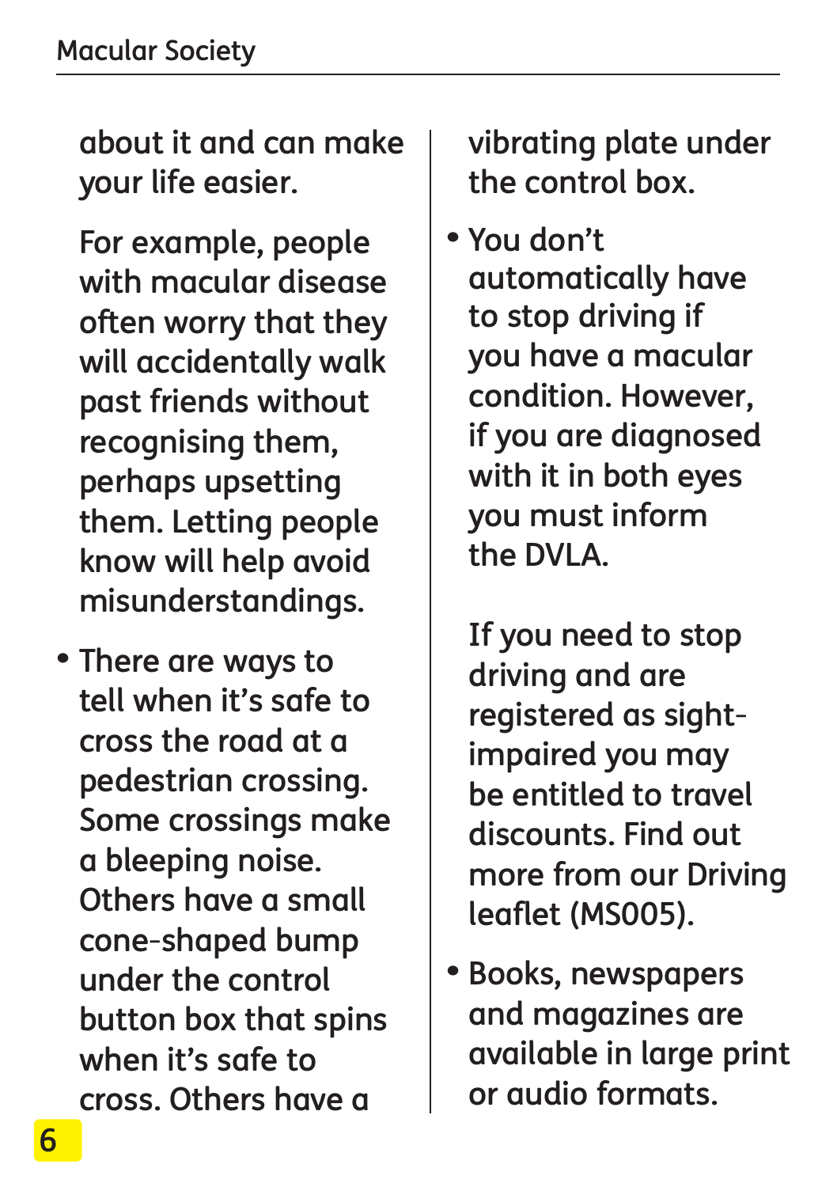about it and can make your life easier.

For example, people with macular disease often worry that they will accidentally walk past friends without recognising them, perhaps upsetting them. Letting people know will help avoid misunderstandings.

- There are ways to tell when it's safe to cross the road at a pedestrian crossing. Some crossings make a bleeping noise. Others have a small cone-shaped bump under the control button box that spins when it's safe to cross. Others have a vibrating plate under the control box.
- You don't automatically have to stop driving if you have a macular condition. However, if you are diagnosed with it in both eyes you must inform the DVLA.

  If you need to stop driving and are registered as sight-impaired you may be entitled to travel discounts. Find out more from our Driving leaflet (MS005).
- Books, newspapers and magazines are available in large print or audio formats.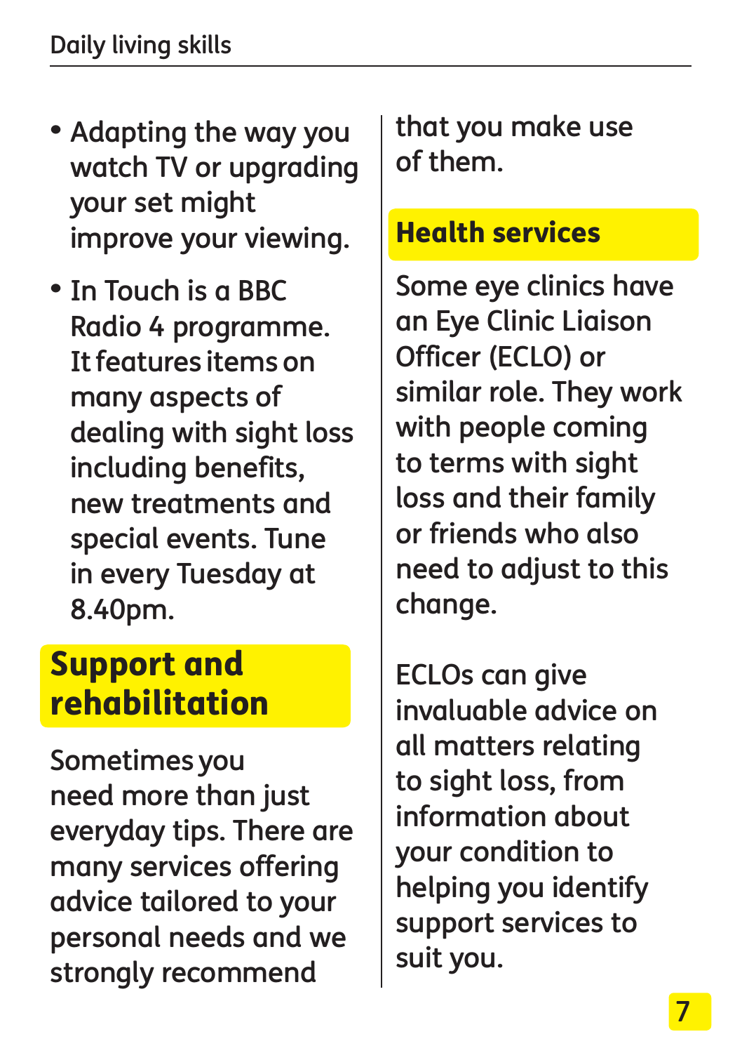- Adapting the way you watch TV or upgrading your set might improve your viewing.
- In Touch is a BBC Radio 4 programme. It features items on many aspects of dealing with sight loss including benefits, new treatments and special events. Tune in every Tuesday at 8.40pm.

## Support and rehabilitation

Sometimes you need more than just everyday tips. There are many services offering advice tailored to your personal needs and we strongly recommend that you make use of them.

## Health services

Some eye clinics have an Eye Clinic Liaison Officer (ECLO) or similar role. They work with people coming to terms with sight loss and their family or friends who also need to adjust to this change.

ECLOs can give invaluable advice on all matters relating to sight loss, from information about your condition to helping you identify support services to suit you.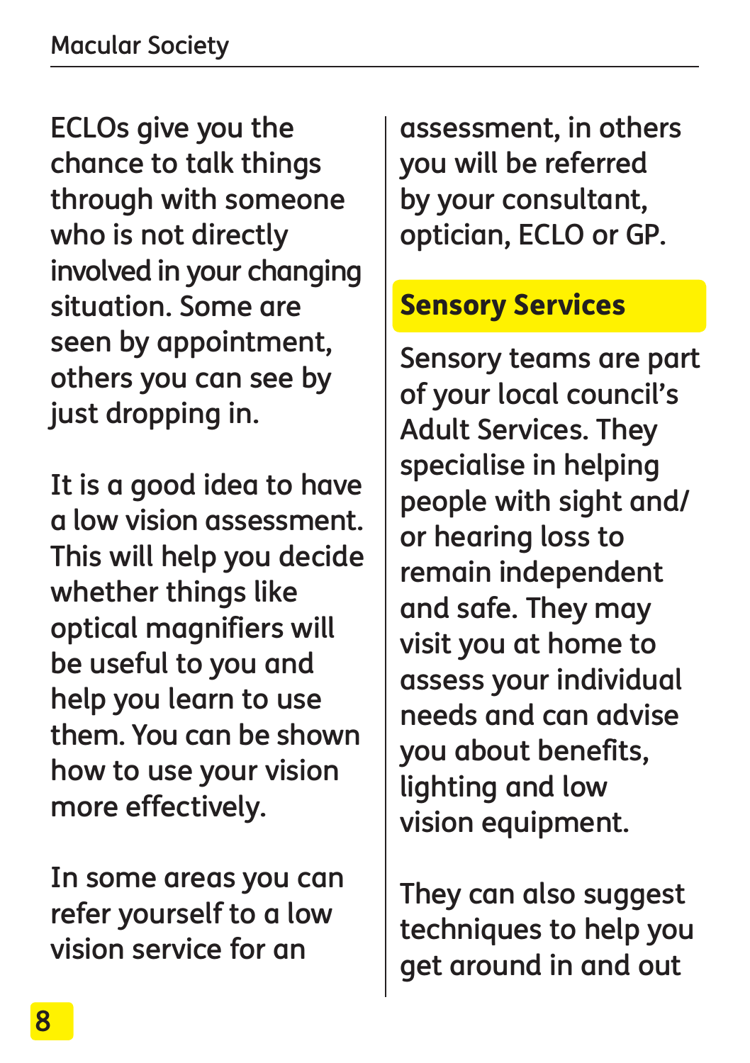ECLOs give you the chance to talk things through with someone who is not directly involved in your changing situation. Some are seen by appointment, others you can see by just dropping in.

It is a good idea to have a low vision assessment. This will help you decide whether things like optical magnifiers will be useful to you and help you learn to use them. You can be shown how to use your vision more effectively.

In some areas you can refer yourself to a low vision service for an assessment, in others you will be referred by your consultant, optician, ECLO or GP.

## Sensory Services

Sensory teams are part of your local council's Adult Services. They specialise in helping people with sight and/or hearing loss to remain independent and safe. They may visit you at home to assess your individual needs and can advise you about benefits, lighting and low vision equipment.

They can also suggest techniques to help you get around in and out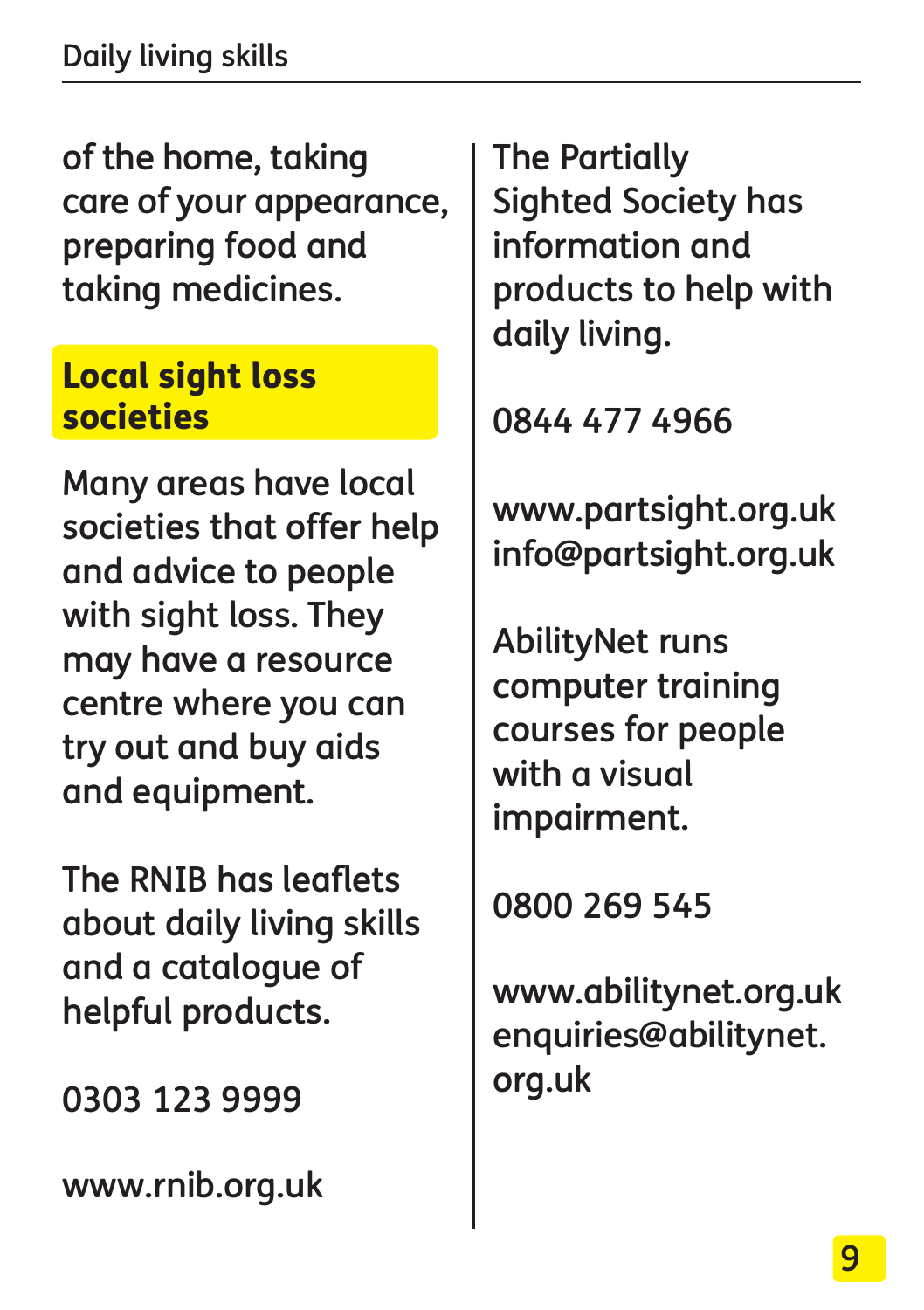of the home, taking care of your appearance, preparing food and taking medicines.

## Local sight loss societies

Many areas have local societies that offer help and advice to people with sight loss. They may have a resource centre where you can try out and buy aids and equipment.

The RNIB has leaflets about daily living skills and a catalogue of helpful products.

0303 123 9999

www.rnib.org.uk

The Partially Sighted Society has information and products to help with daily living.

0844 477 4966

www.partsight.org.uk
info@partsight.org.uk

AbilityNet runs computer training courses for people with a visual impairment.

0800 269 545

www.abilitynet.org.uk
enquiries@abilitynet.org.uk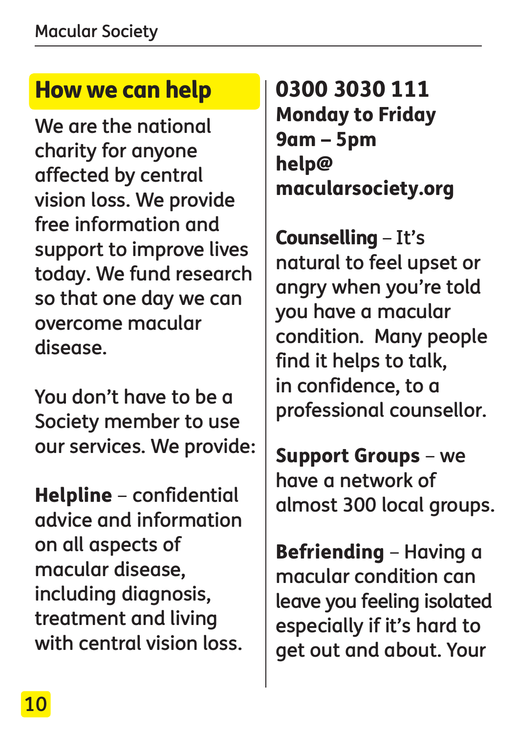## How we can help

We are the national charity for anyone affected by central vision loss. We provide free information and support to improve lives today. We fund research so that one day we can overcome macular disease.

You don't have to be a Society member to use our services. We provide:

**Helpline** – confidential advice and information on all aspects of macular disease, including diagnosis, treatment and living with central vision loss.

**0300 3030 111**
**Monday to Friday**
**9am – 5pm**
**help@macularsociety.org**

**Counselling** – It's natural to feel upset or angry when you're told you have a macular condition. Many people find it helps to talk, in confidence, to a professional counsellor.

**Support Groups** – we have a network of almost 300 local groups.

**Befriending** – Having a macular condition can leave you feeling isolated especially if it's hard to get out and about. Your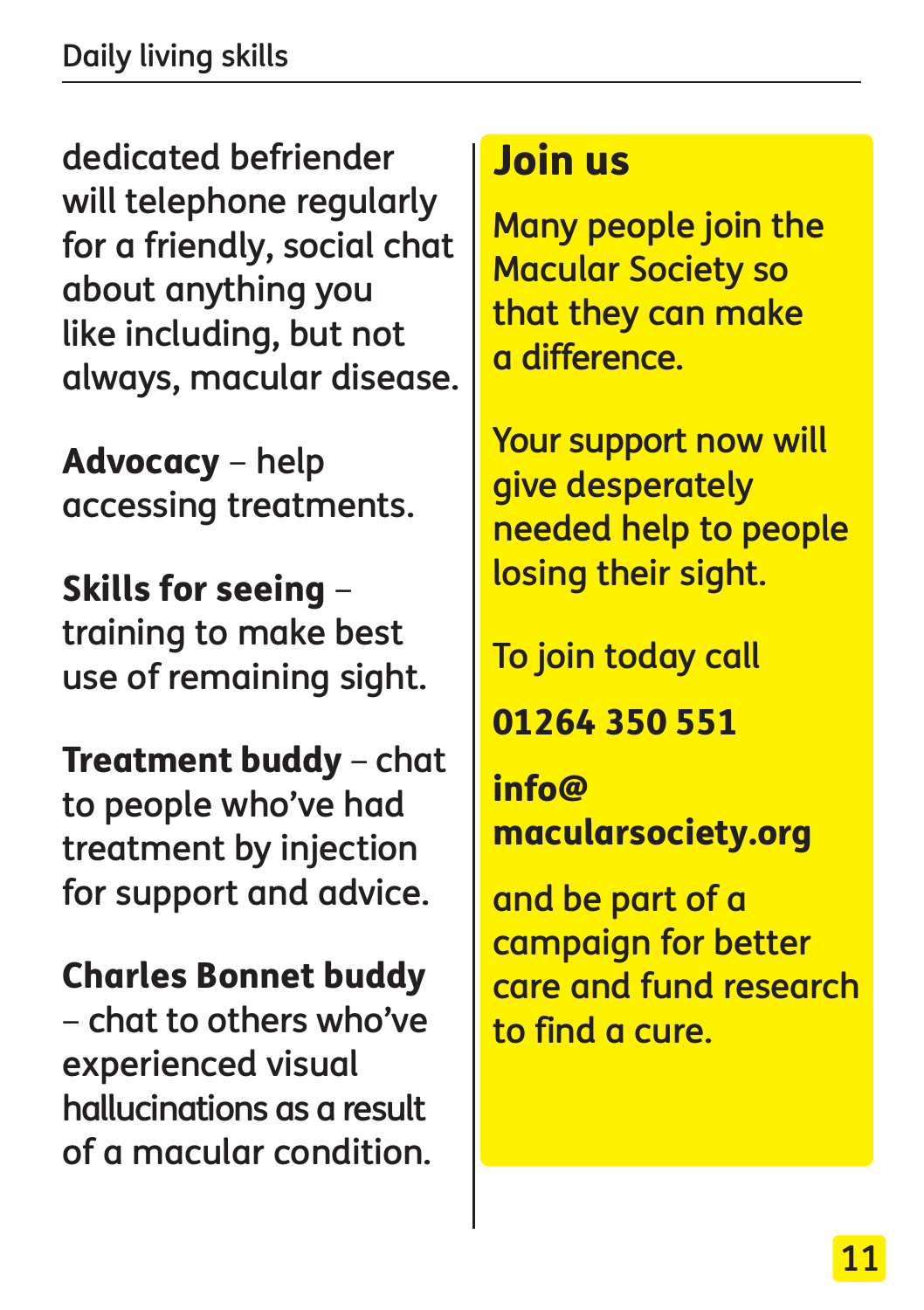dedicated befriender will telephone regularly for a friendly, social chat about anything you like including, but not always, macular disease.

**Advocacy** – help accessing treatments.

**Skills for seeing** – training to make best use of remaining sight.

**Treatment buddy** – chat to people who've had treatment by injection for support and advice.

**Charles Bonnet buddy** – chat to others who've experienced visual hallucinations as a result of a macular condition.

## Join us

Many people join the Macular Society so that they can make a difference.

Your support now will give desperately needed help to people losing their sight.

To join today call

**01264 350 551**

**info@macularsociety.org**

and be part of a campaign for better care and fund research to find a cure.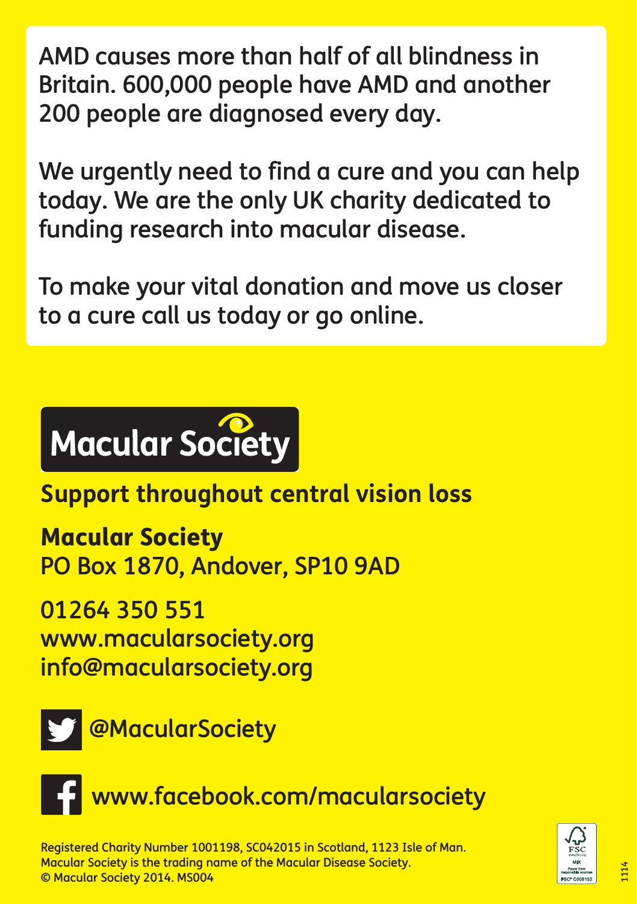AMD causes more than half of all blindness in Britain. 600,000 people have AMD and another 200 people are diagnosed every day.

We urgently need to find a cure and you can help today. We are the only UK charity dedicated to funding research into macular disease.

To make your vital donation and move us closer to a cure call us today or go online.

Macular Society

**Support throughout central vision loss**

**Macular Society**
PO Box 1870, Andover, SP10 9AD

01264 350 551
www.macularsociety.org
info@macularsociety.org

@MacularSociety

www.facebook.com/macularsociety

Registered Charity Number 1001198, SC042015 in Scotland, 1123 Isle of Man.
Macular Society is the trading name of the Macular Disease Society.
© Macular Society 2014. MS004

FSC MIX Paper from responsible sources FSC® C008152

1114